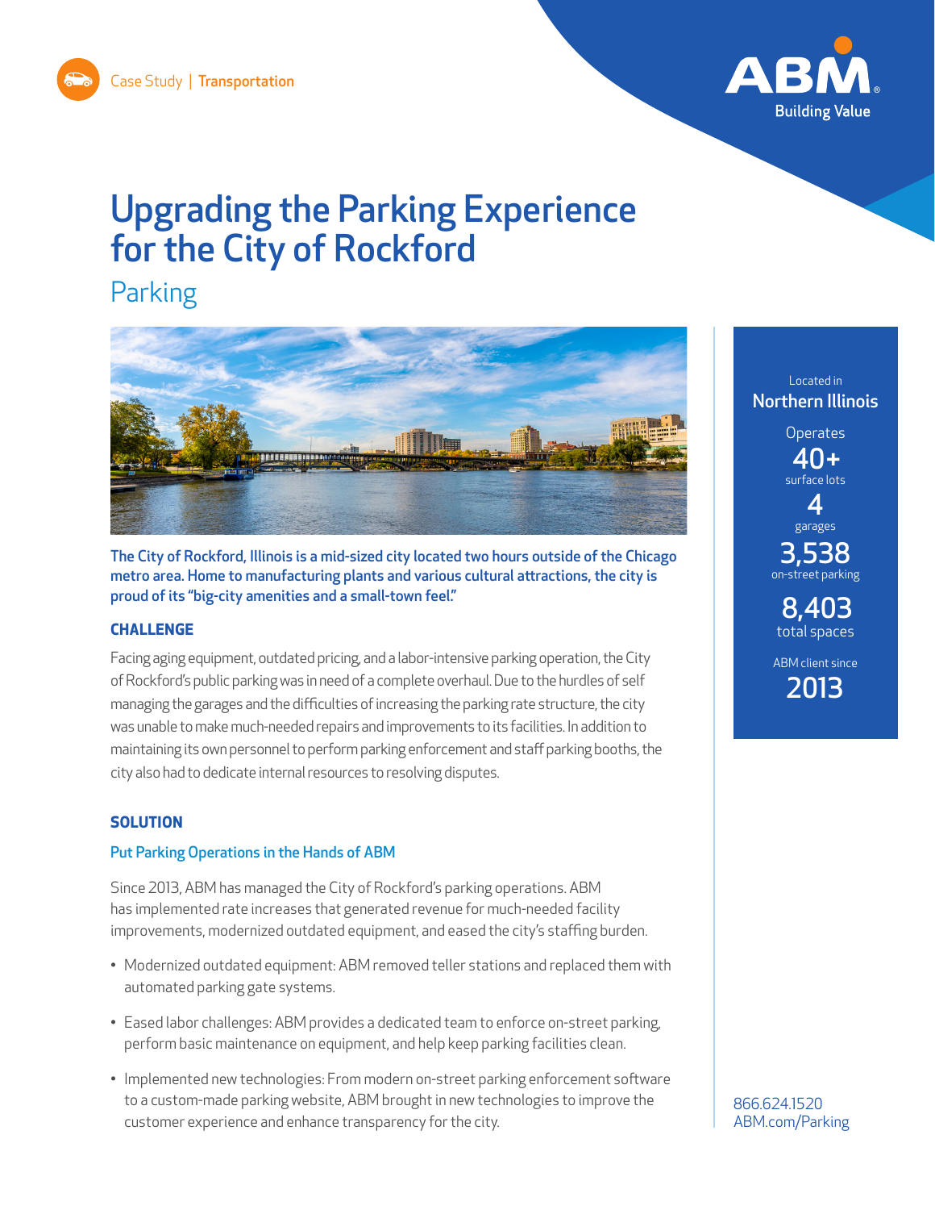Case Study | **Transportation**

# Upgrading the Parking Experience for the City of Rockford

## Parking

**The City of Rockford, Illinois is a mid-sized city located two hours outside of the Chicago metro area. Home to manufacturing plants and various cultural attractions, the city is proud of its "big-city amenities and a small-town feel."**

Located in
**Northern Illinois**

Operates
**40+**
surface lots

**4**
garages

**3,538**
on-street parking

**8,403**
total spaces

ABM client since
**2013**

### CHALLENGE

Facing aging equipment, outdated pricing, and a labor-intensive parking operation, the City of Rockford's public parking was in need of a complete overhaul. Due to the hurdles of self managing the garages and the difficulties of increasing the parking rate structure, the city was unable to make much-needed repairs and improvements to its facilities. In addition to maintaining its own personnel to perform parking enforcement and staff parking booths, the city also had to dedicate internal resources to resolving disputes.

### SOLUTION

#### Put Parking Operations in the Hands of ABM

Since 2013, ABM has managed the City of Rockford's parking operations. ABM has implemented rate increases that generated revenue for much-needed facility improvements, modernized outdated equipment, and eased the city's staffing burden.

- Modernized outdated equipment: ABM removed teller stations and replaced them with automated parking gate systems.
- Eased labor challenges: ABM provides a dedicated team to enforce on-street parking, perform basic maintenance on equipment, and help keep parking facilities clean.
- Implemented new technologies: From modern on-street parking enforcement software to a custom-made parking website, ABM brought in new technologies to improve the customer experience and enhance transparency for the city.

866.624.1520
ABM.com/Parking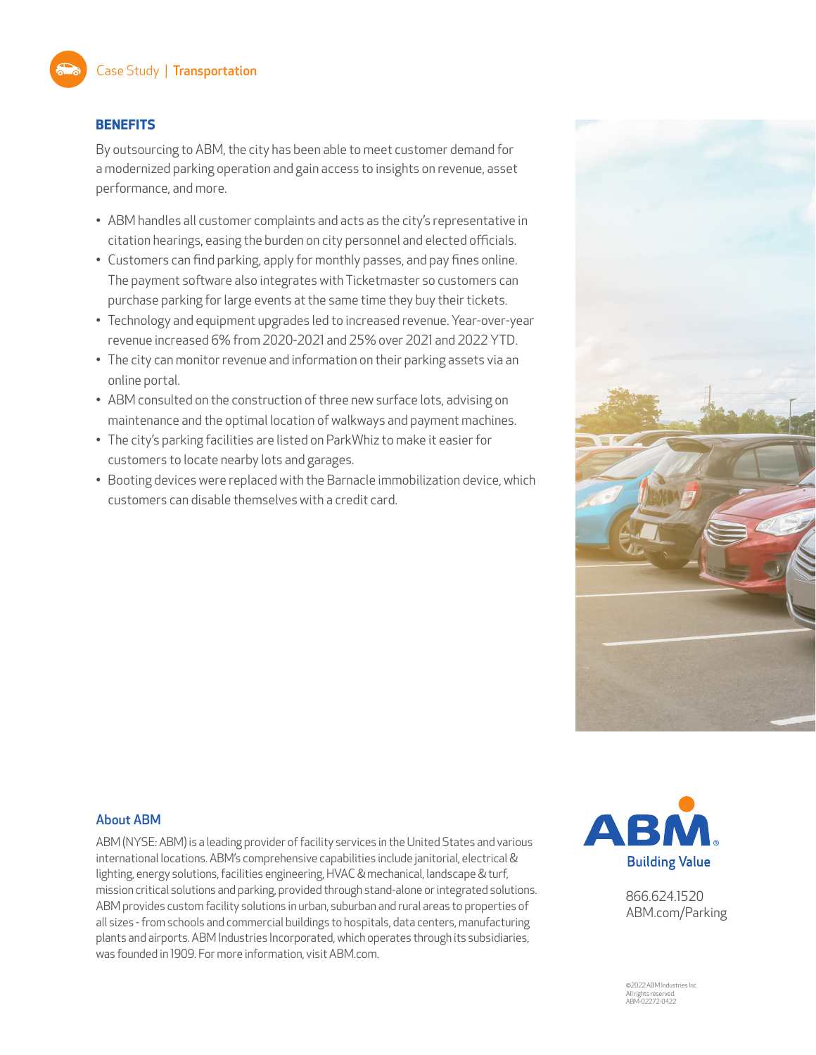Case Study | Transportation

## BENEFITS

By outsourcing to ABM, the city has been able to meet customer demand for a modernized parking operation and gain access to insights on revenue, asset performance, and more.

- ABM handles all customer complaints and acts as the city's representative in citation hearings, easing the burden on city personnel and elected officials.
- Customers can find parking, apply for monthly passes, and pay fines online. The payment software also integrates with Ticketmaster so customers can purchase parking for large events at the same time they buy their tickets.
- Technology and equipment upgrades led to increased revenue. Year-over-year revenue increased 6% from 2020-2021 and 25% over 2021 and 2022 YTD.
- The city can monitor revenue and information on their parking assets via an online portal.
- ABM consulted on the construction of three new surface lots, advising on maintenance and the optimal location of walkways and payment machines.
- The city's parking facilities are listed on ParkWhiz to make it easier for customers to locate nearby lots and garages.
- Booting devices were replaced with the Barnacle immobilization device, which customers can disable themselves with a credit card.

### About ABM

ABM (NYSE: ABM) is a leading provider of facility services in the United States and various international locations. ABM's comprehensive capabilities include janitorial, electrical & lighting, energy solutions, facilities engineering, HVAC & mechanical, landscape & turf, mission critical solutions and parking, provided through stand-alone or integrated solutions. ABM provides custom facility solutions in urban, suburban and rural areas to properties of all sizes - from schools and commercial buildings to hospitals, data centers, manufacturing plants and airports. ABM Industries Incorporated, which operates through its subsidiaries, was founded in 1909. For more information, visit ABM.com.

ABM® Building Value

866.624.1520
ABM.com/Parking

©2022 ABM Industries Inc.
All rights reserved.
ABM-02272-0422